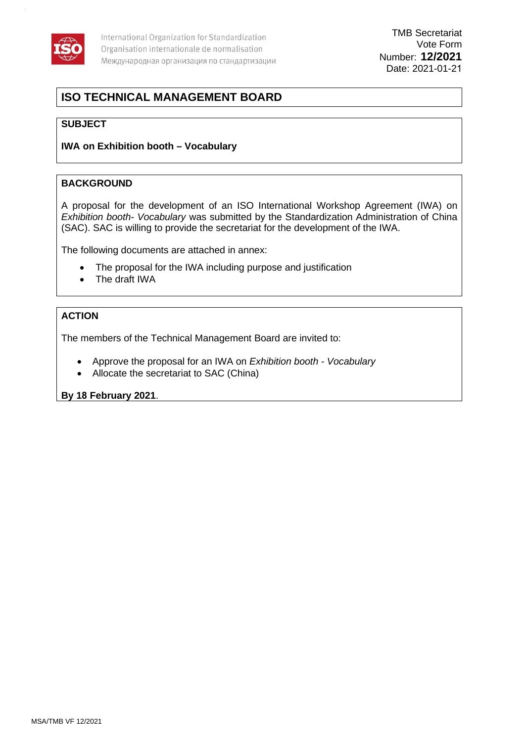International Organization for Standardization
Organisation internationale de normalisation
Международная организация по стандартизации

TMB Secretariat
Vote Form
Number: **12/2021**
Date: 2021-01-21

# ISO TECHNICAL MANAGEMENT BOARD

## SUBJECT

**IWA on Exhibition booth – Vocabulary**

## BACKGROUND

A proposal for the development of an ISO International Workshop Agreement (IWA) on *Exhibition booth- Vocabulary* was submitted by the Standardization Administration of China (SAC). SAC is willing to provide the secretariat for the development of the IWA.

The following documents are attached in annex:

- The proposal for the IWA including purpose and justification
- The draft IWA

## ACTION

The members of the Technical Management Board are invited to:

- Approve the proposal for an IWA on *Exhibition booth - Vocabulary*
- Allocate the secretariat to SAC (China)

**By 18 February 2021**.

MSA/TMB VF 12/2021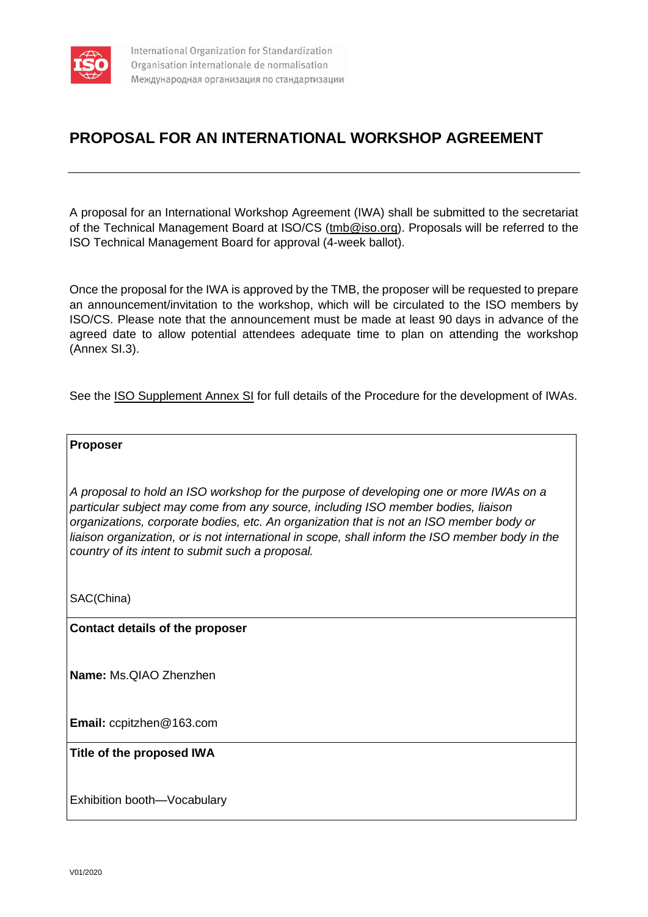International Organization for Standardization
Organisation internationale de normalisation
Международная организация по стандартизации

# PROPOSAL FOR AN INTERNATIONAL WORKSHOP AGREEMENT

---

A proposal for an International Workshop Agreement (IWA) shall be submitted to the secretariat of the Technical Management Board at ISO/CS (tmb@iso.org). Proposals will be referred to the ISO Technical Management Board for approval (4-week ballot).

Once the proposal for the IWA is approved by the TMB, the proposer will be requested to prepare an announcement/invitation to the workshop, which will be circulated to the ISO members by ISO/CS. Please note that the announcement must be made at least 90 days in advance of the agreed date to allow potential attendees adequate time to plan on attending the workshop (Annex SI.3).

See the ISO Supplement Annex SI for full details of the Procedure for the development of IWAs.

**Proposer**

*A proposal to hold an ISO workshop for the purpose of developing one or more IWAs on a particular subject may come from any source, including ISO member bodies, liaison organizations, corporate bodies, etc. An organization that is not an ISO member body or liaison organization, or is not international in scope, shall inform the ISO member body in the country of its intent to submit such a proposal.*

SAC(China)

**Contact details of the proposer**

**Name:** Ms.QIAO Zhenzhen

**Email:** ccpitzhen@163.com

**Title of the proposed IWA**

Exhibition booth—Vocabulary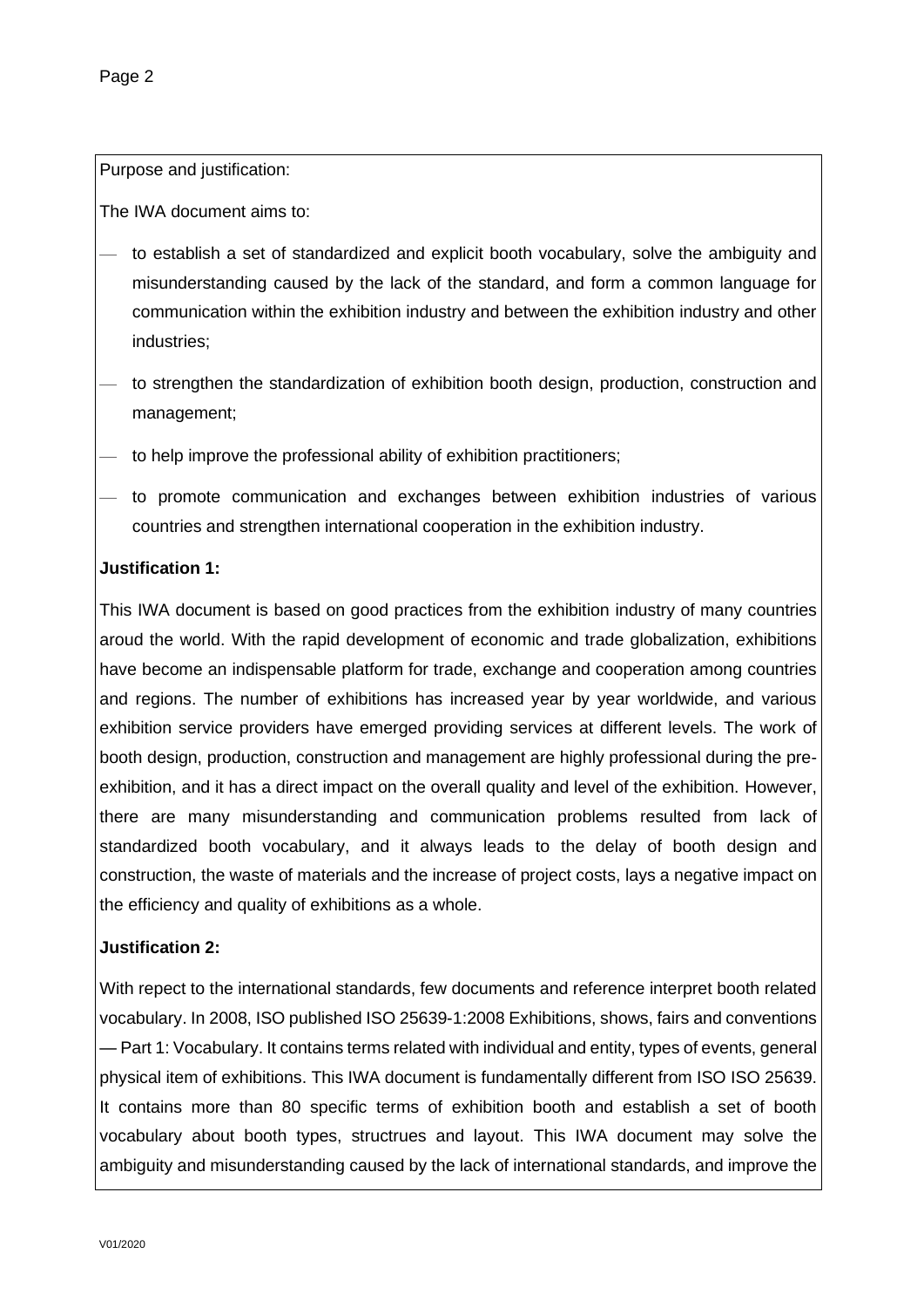Purpose and justification:

The IWA document aims to:

- to establish a set of standardized and explicit booth vocabulary, solve the ambiguity and misunderstanding caused by the lack of the standard, and form a common language for communication within the exhibition industry and between the exhibition industry and other industries;
- to strengthen the standardization of exhibition booth design, production, construction and management;
- to help improve the professional ability of exhibition practitioners;
- to promote communication and exchanges between exhibition industries of various countries and strengthen international cooperation in the exhibition industry.

**Justification 1:**

This IWA document is based on good practices from the exhibition industry of many countries aroud the world. With the rapid development of economic and trade globalization, exhibitions have become an indispensable platform for trade, exchange and cooperation among countries and regions. The number of exhibitions has increased year by year worldwide, and various exhibition service providers have emerged providing services at different levels. The work of booth design, production, construction and management are highly professional during the pre-exhibition, and it has a direct impact on the overall quality and level of the exhibition. However, there are many misunderstanding and communication problems resulted from lack of standardized booth vocabulary, and it always leads to the delay of booth design and construction, the waste of materials and the increase of project costs, lays a negative impact on the efficiency and quality of exhibitions as a whole.

**Justification 2:**

With repect to the international standards, few documents and reference interpret booth related vocabulary. In 2008, ISO published ISO 25639-1:2008 Exhibitions, shows, fairs and conventions — Part 1: Vocabulary. It contains terms related with individual and entity, types of events, general physical item of exhibitions. This IWA document is fundamentally different from ISO ISO 25639. It contains more than 80 specific terms of exhibition booth and establish a set of booth vocabulary about booth types, structrues and layout. This IWA document may solve the ambiguity and misunderstanding caused by the lack of international standards, and improve the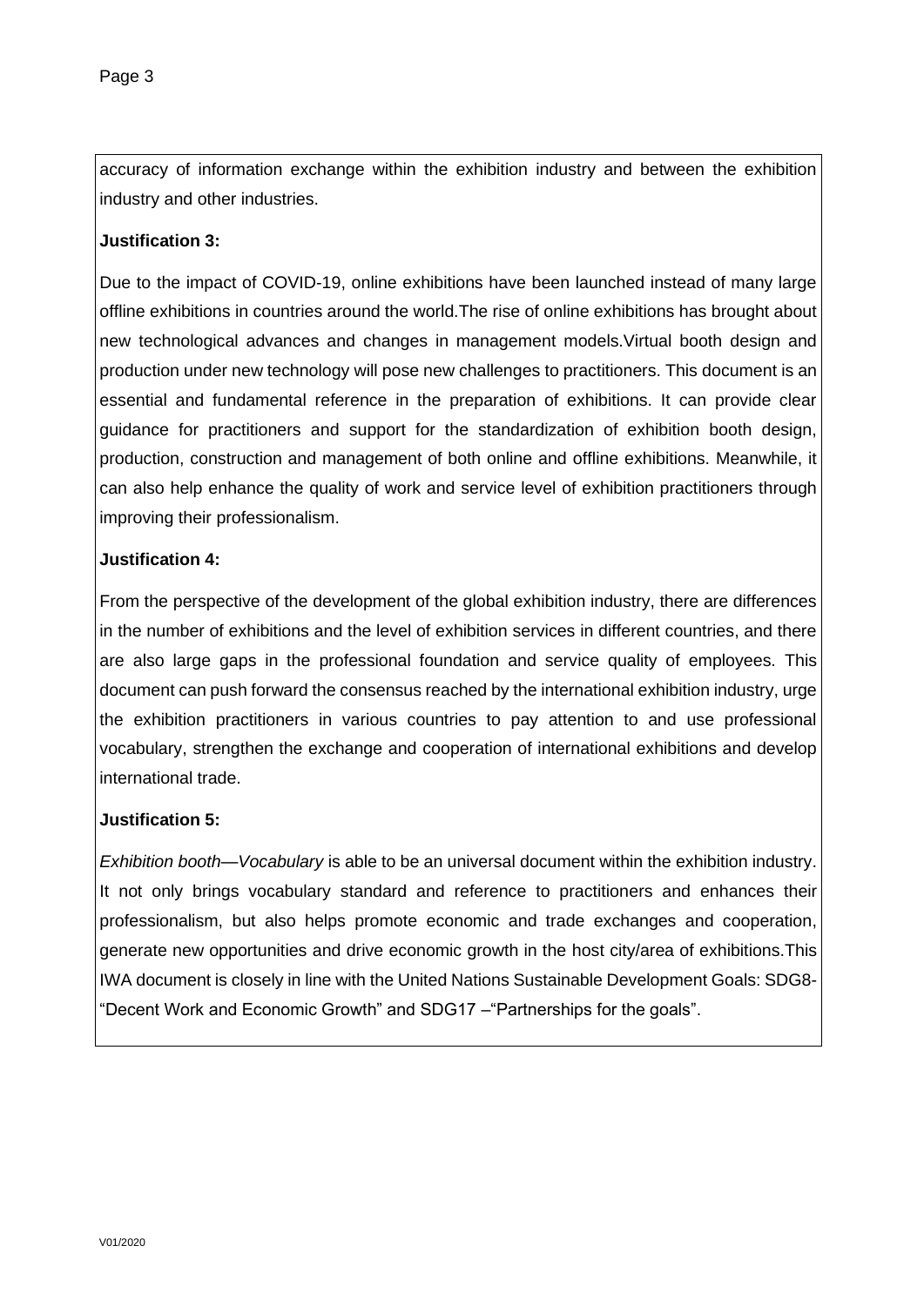accuracy of information exchange within the exhibition industry and between the exhibition industry and other industries.

**Justification 3:**

Due to the impact of COVID-19, online exhibitions have been launched instead of many large offline exhibitions in countries around the world.The rise of online exhibitions has brought about new technological advances and changes in management models.Virtual booth design and production under new technology will pose new challenges to practitioners. This document is an essential and fundamental reference in the preparation of exhibitions. It can provide clear guidance for practitioners and support for the standardization of exhibition booth design, production, construction and management of both online and offline exhibitions. Meanwhile, it can also help enhance the quality of work and service level of exhibition practitioners through improving their professionalism.

**Justification 4:**

From the perspective of the development of the global exhibition industry, there are differences in the number of exhibitions and the level of exhibition services in different countries, and there are also large gaps in the professional foundation and service quality of employees. This document can push forward the consensus reached by the international exhibition industry, urge the exhibition practitioners in various countries to pay attention to and use professional vocabulary, strengthen the exchange and cooperation of international exhibitions and develop international trade.

**Justification 5:**

*Exhibition booth—Vocabulary* is able to be an universal document within the exhibition industry. It not only brings vocabulary standard and reference to practitioners and enhances their professionalism, but also helps promote economic and trade exchanges and cooperation, generate new opportunities and drive economic growth in the host city/area of exhibitions.This IWA document is closely in line with the United Nations Sustainable Development Goals: SDG8-"Decent Work and Economic Growth" and SDG17 –"Partnerships for the goals".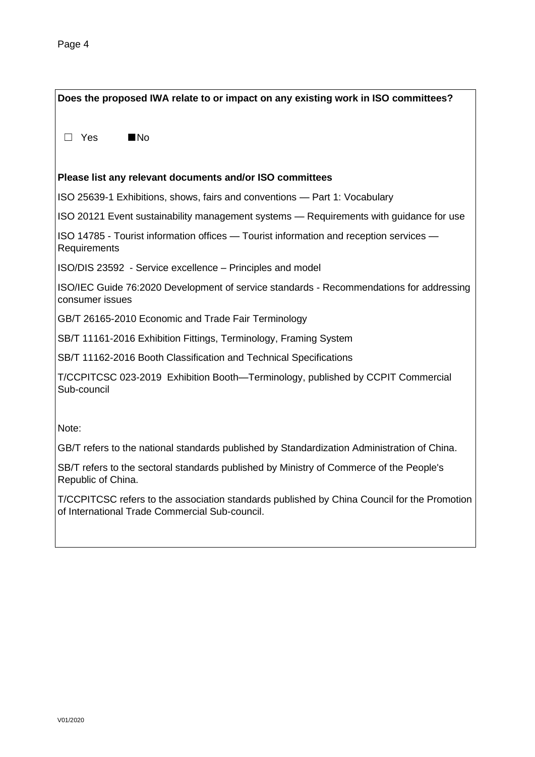**Does the proposed IWA relate to or impact on any existing work in ISO committees?**

☐ Yes ■ No

**Please list any relevant documents and/or ISO committees**

ISO 25639-1 Exhibitions, shows, fairs and conventions — Part 1: Vocabulary

ISO 20121 Event sustainability management systems — Requirements with guidance for use

ISO 14785 - Tourist information offices — Tourist information and reception services — Requirements

ISO/DIS 23592 - Service excellence – Principles and model

ISO/IEC Guide 76:2020 Development of service standards - Recommendations for addressing consumer issues

GB/T 26165-2010 Economic and Trade Fair Terminology

SB/T 11161-2016 Exhibition Fittings, Terminology, Framing System

SB/T 11162-2016 Booth Classification and Technical Specifications

T/CCPITCSC 023-2019 Exhibition Booth—Terminology, published by CCPIT Commercial Sub-council

Note:

GB/T refers to the national standards published by Standardization Administration of China.

SB/T refers to the sectoral standards published by Ministry of Commerce of the People's Republic of China.

T/CCPITCSC refers to the association standards published by China Council for the Promotion of International Trade Commercial Sub-council.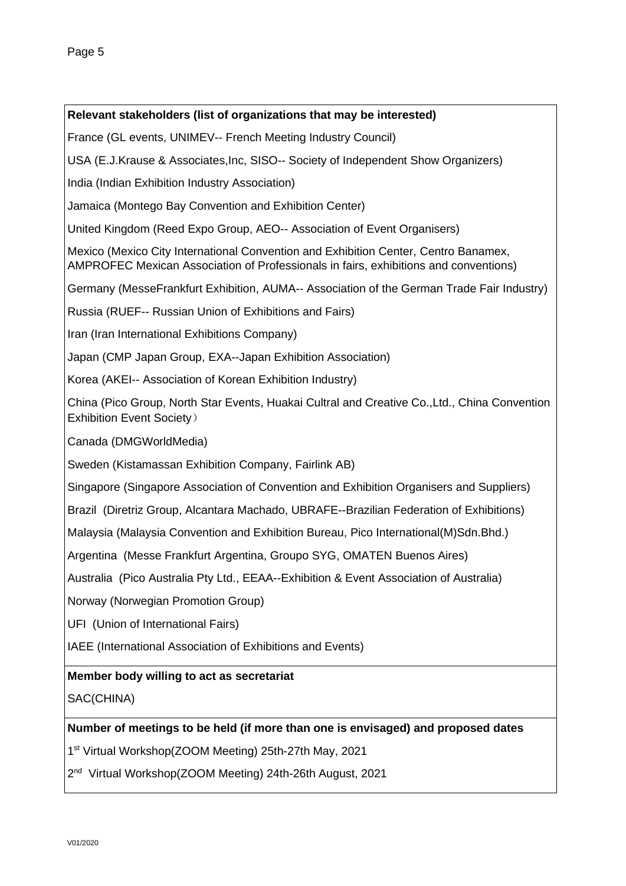**Relevant stakeholders (list of organizations that may be interested)**

France (GL events, UNIMEV-- French Meeting Industry Council)

USA (E.J.Krause & Associates,Inc, SISO-- Society of Independent Show Organizers)

India (Indian Exhibition Industry Association)

Jamaica (Montego Bay Convention and Exhibition Center)

United Kingdom (Reed Expo Group, AEO-- Association of Event Organisers)

Mexico (Mexico City International Convention and Exhibition Center, Centro Banamex, AMPROFEC Mexican Association of Professionals in fairs, exhibitions and conventions)

Germany (MesseFrankfurt Exhibition, AUMA-- Association of the German Trade Fair Industry)

Russia (RUEF-- Russian Union of Exhibitions and Fairs)

Iran (Iran International Exhibitions Company)

Japan (CMP Japan Group, EXA--Japan Exhibition Association)

Korea (AKEI-- Association of Korean Exhibition Industry)

China (Pico Group, North Star Events, Huakai Cultral and Creative Co.,Ltd., China Convention Exhibition Event Society）

Canada (DMGWorldMedia)

Sweden (Kistamassan Exhibition Company, Fairlink AB)

Singapore (Singapore Association of Convention and Exhibition Organisers and Suppliers)

Brazil (Diretriz Group, Alcantara Machado, UBRAFE--Brazilian Federation of Exhibitions)

Malaysia (Malaysia Convention and Exhibition Bureau, Pico International(M)Sdn.Bhd.)

Argentina (Messe Frankfurt Argentina, Groupo SYG, OMATEN Buenos Aires)

Australia (Pico Australia Pty Ltd., EEAA--Exhibition & Event Association of Australia)

Norway (Norwegian Promotion Group)

UFI (Union of International Fairs)

IAEE (International Association of Exhibitions and Events)

**Member body willing to act as secretariat**

SAC(CHINA)

**Number of meetings to be held (if more than one is envisaged) and proposed dates**

1st Virtual Workshop(ZOOM Meeting) 25th-27th May, 2021

2nd Virtual Workshop(ZOOM Meeting) 24th-26th August, 2021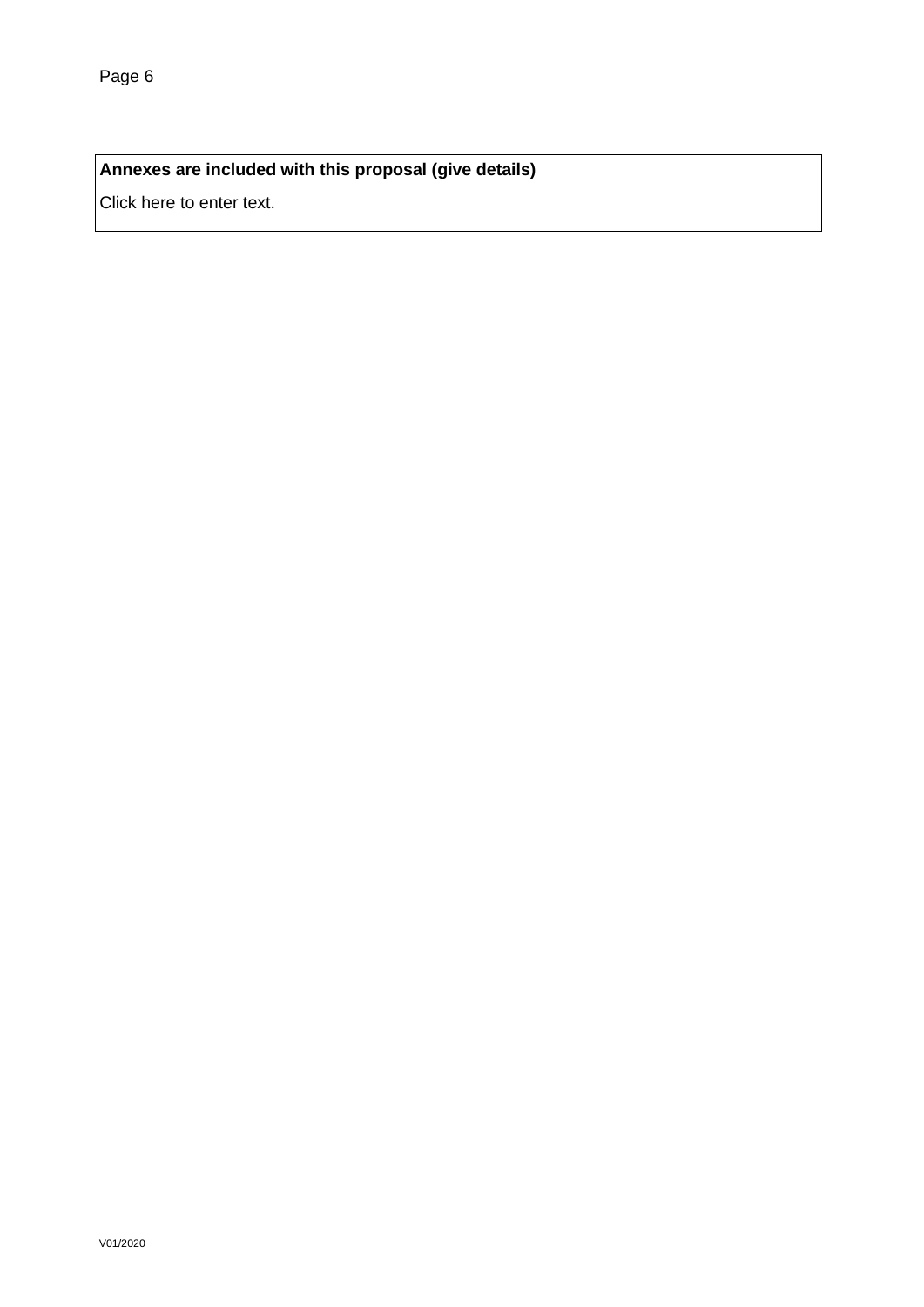| **Annexes are included with this proposal (give details)** |
| --- |
| Click here to enter text. |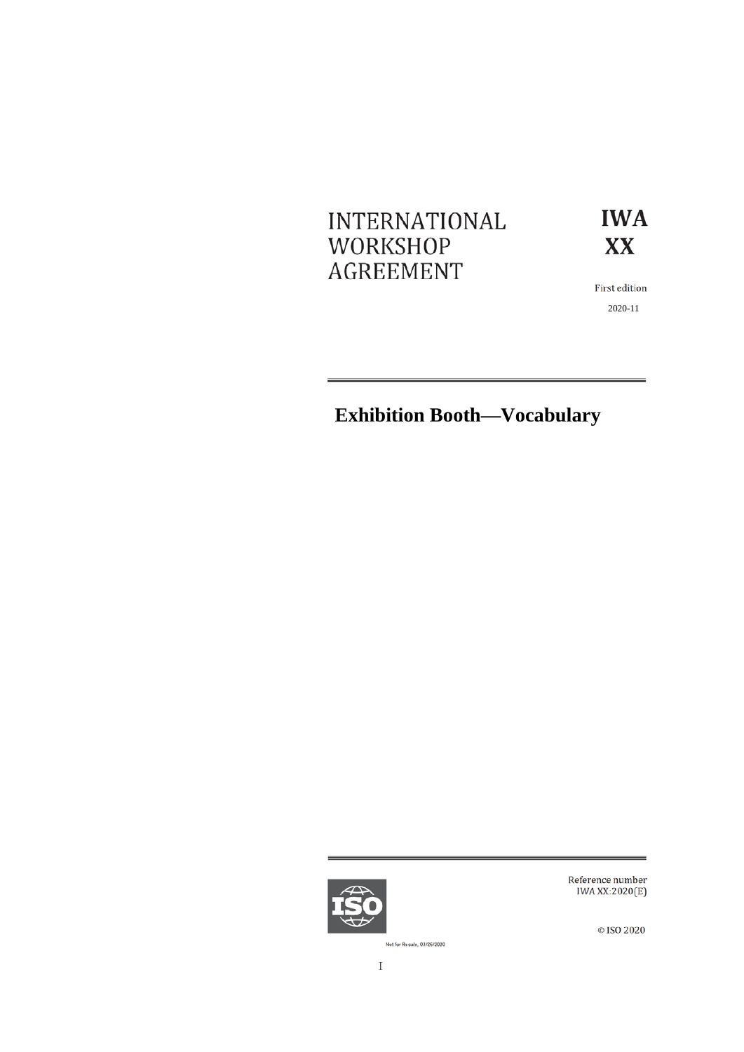INTERNATIONAL WORKSHOP AGREEMENT

**IWA XX**

First edition

2020-11

# Exhibition Booth—Vocabulary

Reference number
IWA XX:2020(E)

© ISO 2020

Not for Resale, 03/26/2020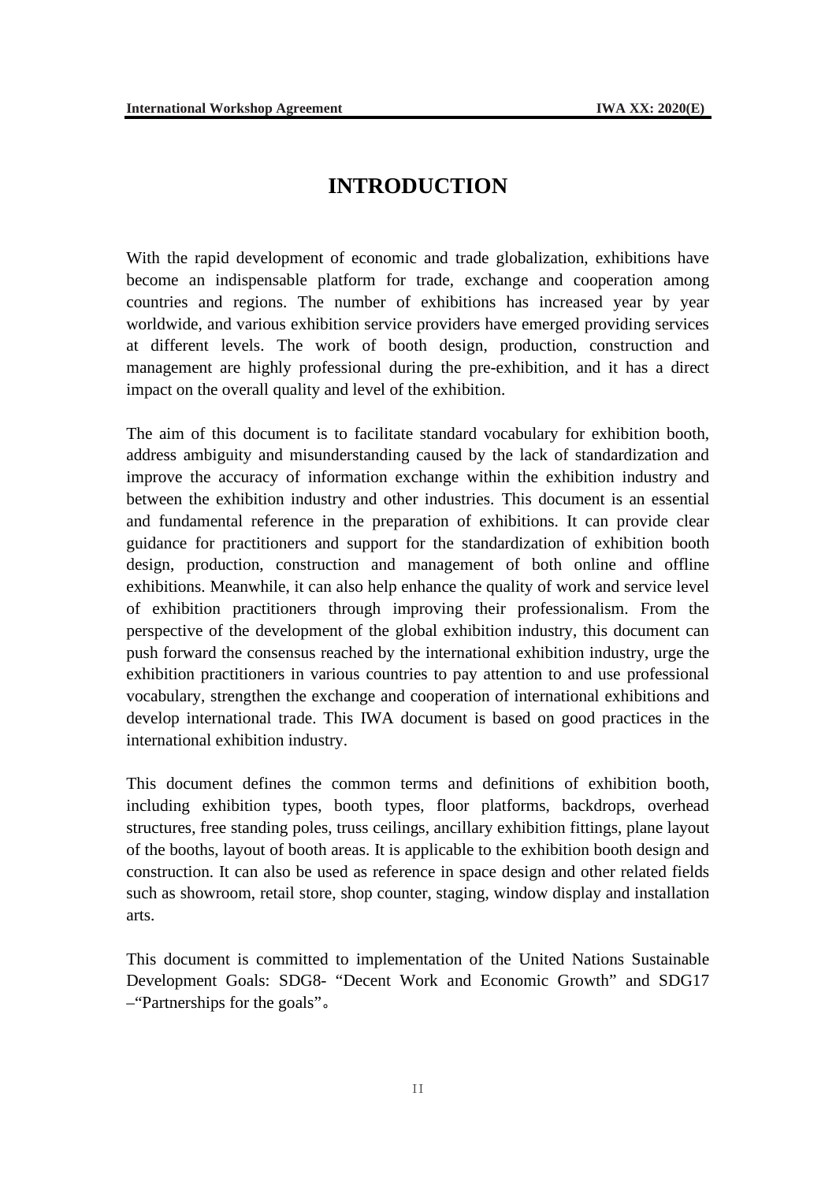# INTRODUCTION

With the rapid development of economic and trade globalization, exhibitions have become an indispensable platform for trade, exchange and cooperation among countries and regions. The number of exhibitions has increased year by year worldwide, and various exhibition service providers have emerged providing services at different levels. The work of booth design, production, construction and management are highly professional during the pre-exhibition, and it has a direct impact on the overall quality and level of the exhibition.

The aim of this document is to facilitate standard vocabulary for exhibition booth, address ambiguity and misunderstanding caused by the lack of standardization and improve the accuracy of information exchange within the exhibition industry and between the exhibition industry and other industries. This document is an essential and fundamental reference in the preparation of exhibitions. It can provide clear guidance for practitioners and support for the standardization of exhibition booth design, production, construction and management of both online and offline exhibitions. Meanwhile, it can also help enhance the quality of work and service level of exhibition practitioners through improving their professionalism. From the perspective of the development of the global exhibition industry, this document can push forward the consensus reached by the international exhibition industry, urge the exhibition practitioners in various countries to pay attention to and use professional vocabulary, strengthen the exchange and cooperation of international exhibitions and develop international trade. This IWA document is based on good practices in the international exhibition industry.

This document defines the common terms and definitions of exhibition booth, including exhibition types, booth types, floor platforms, backdrops, overhead structures, free standing poles, truss ceilings, ancillary exhibition fittings, plane layout of the booths, layout of booth areas. It is applicable to the exhibition booth design and construction. It can also be used as reference in space design and other related fields such as showroom, retail store, shop counter, staging, window display and installation arts.

This document is committed to implementation of the United Nations Sustainable Development Goals: SDG8- "Decent Work and Economic Growth" and SDG17 –"Partnerships for the goals"。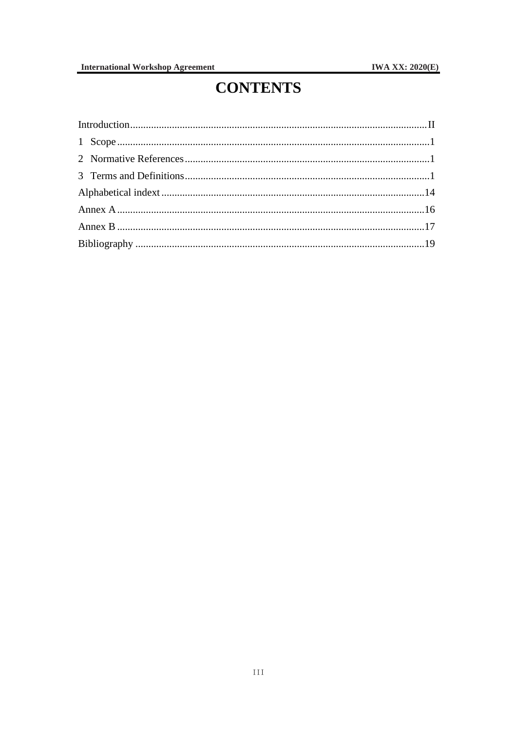# CONTENTS

Introduction.....................................................................................................................II

1 Scope.........................................................................................................................1

2 Normative References...............................................................................................1

3 Terms and Definitions...............................................................................................1

Alphabetical indext.......................................................................................................14

Annex A........................................................................................................................16

Annex B........................................................................................................................17

Bibliography..................................................................................................................19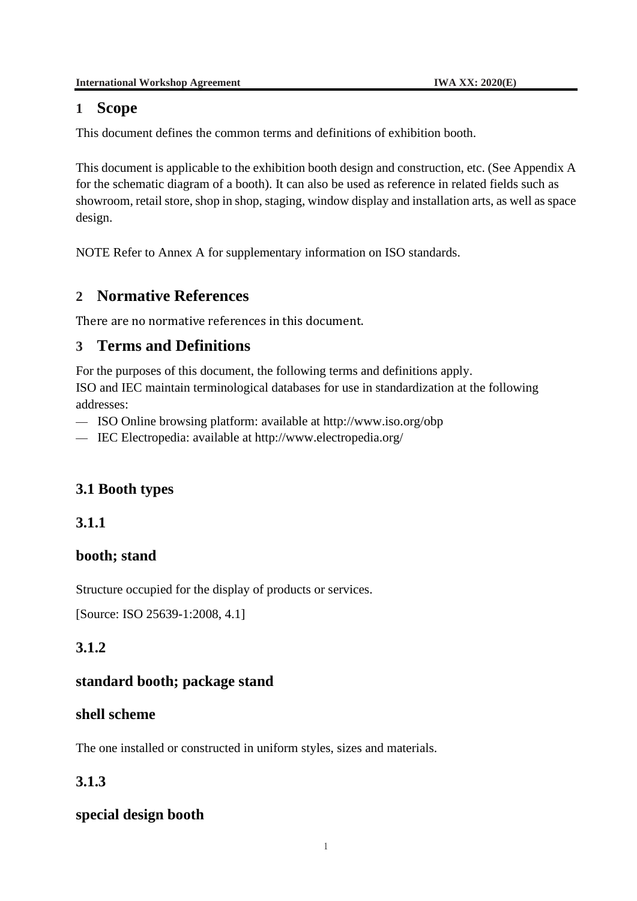# 1 Scope

This document defines the common terms and definitions of exhibition booth.

This document is applicable to the exhibition booth design and construction, etc. (See Appendix A for the schematic diagram of a booth). It can also be used as reference in related fields such as showroom, retail store, shop in shop, staging, window display and installation arts, as well as space design.

NOTE Refer to Annex A for supplementary information on ISO standards.

# 2 Normative References

There are no normative references in this document.

# 3 Terms and Definitions

For the purposes of this document, the following terms and definitions apply.
ISO and IEC maintain terminological databases for use in standardization at the following addresses:

— ISO Online browsing platform: available at http://www.iso.org/obp
— IEC Electropedia: available at http://www.electropedia.org/

## 3.1 Booth types

### 3.1.1

**booth; stand**

Structure occupied for the display of products or services.

[Source: ISO 25639-1:2008, 4.1]

### 3.1.2

**standard booth; package stand**

**shell scheme**

The one installed or constructed in uniform styles, sizes and materials.

### 3.1.3

**special design booth**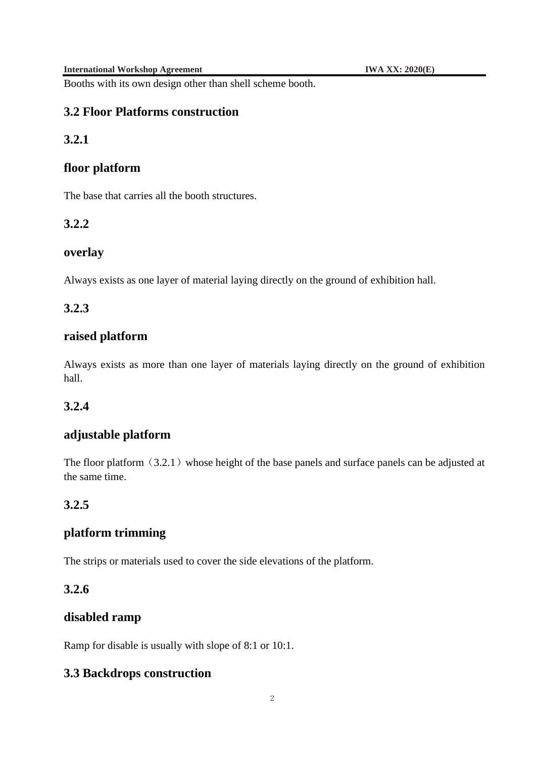Booths with its own design other than shell scheme booth.

## 3.2 Floor Platforms construction

### 3.2.1

### floor platform

The base that carries all the booth structures.

### 3.2.2

### overlay

Always exists as one layer of material laying directly on the ground of exhibition hall.

### 3.2.3

### raised platform

Always exists as more than one layer of materials laying directly on the ground of exhibition hall.

### 3.2.4

### adjustable platform

The floor platform（3.2.1）whose height of the base panels and surface panels can be adjusted at the same time.

### 3.2.5

### platform trimming

The strips or materials used to cover the side elevations of the platform.

### 3.2.6

### disabled ramp

Ramp for disable is usually with slope of 8:1 or 10:1.

## 3.3 Backdrops construction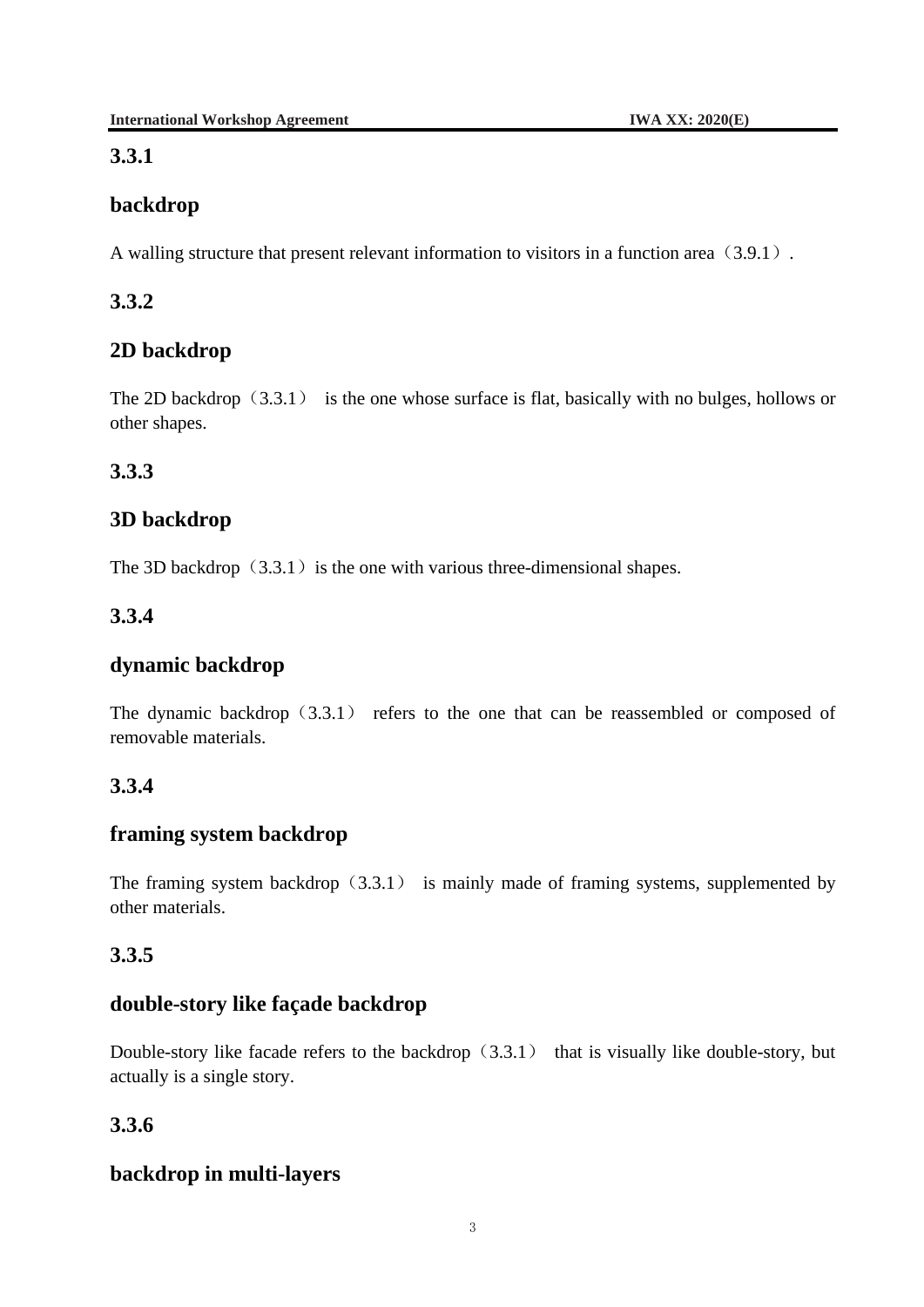### 3.3.1

### backdrop

A walling structure that present relevant information to visitors in a function area（3.9.1）.

### 3.3.2

### 2D backdrop

The 2D backdrop（3.3.1） is the one whose surface is flat, basically with no bulges, hollows or other shapes.

### 3.3.3

### 3D backdrop

The 3D backdrop（3.3.1）is the one with various three-dimensional shapes.

### 3.3.4

### dynamic backdrop

The dynamic backdrop（3.3.1） refers to the one that can be reassembled or composed of removable materials.

### 3.3.4

### framing system backdrop

The framing system backdrop（3.3.1） is mainly made of framing systems, supplemented by other materials.

### 3.3.5

### double-story like façade backdrop

Double-story like facade refers to the backdrop（3.3.1） that is visually like double-story, but actually is a single story.

### 3.3.6

### backdrop in multi-layers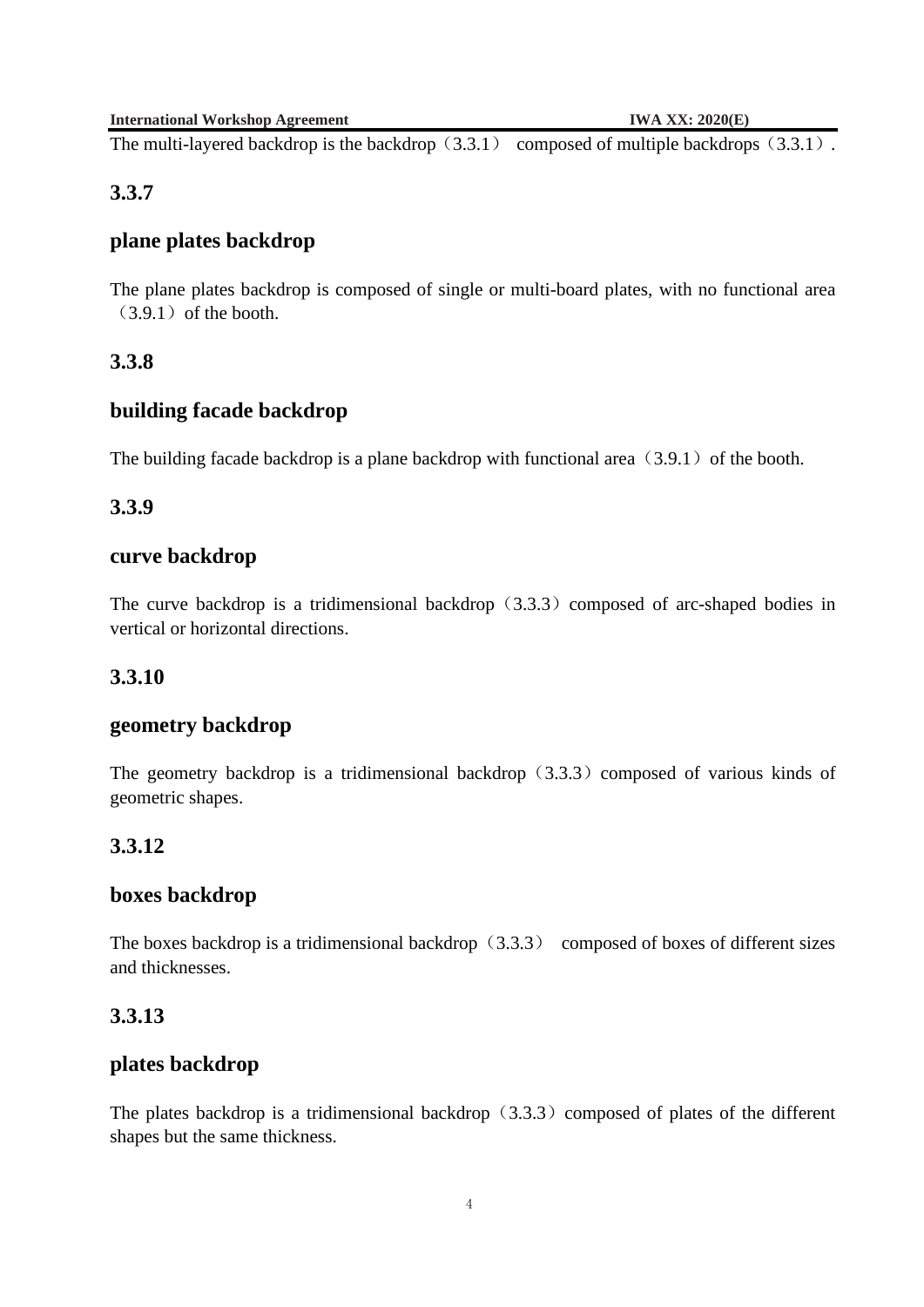The multi-layered backdrop is the backdrop（3.3.1） composed of multiple backdrops（3.3.1）.

### 3.3.7

### plane plates backdrop

The plane plates backdrop is composed of single or multi-board plates, with no functional area（3.9.1）of the booth.

### 3.3.8

### building facade backdrop

The building facade backdrop is a plane backdrop with functional area（3.9.1）of the booth.

### 3.3.9

### curve backdrop

The curve backdrop is a tridimensional backdrop（3.3.3）composed of arc-shaped bodies in vertical or horizontal directions.

### 3.3.10

### geometry backdrop

The geometry backdrop is a tridimensional backdrop（3.3.3）composed of various kinds of geometric shapes.

### 3.3.12

### boxes backdrop

The boxes backdrop is a tridimensional backdrop（3.3.3） composed of boxes of different sizes and thicknesses.

### 3.3.13

### plates backdrop

The plates backdrop is a tridimensional backdrop（3.3.3）composed of plates of the different shapes but the same thickness.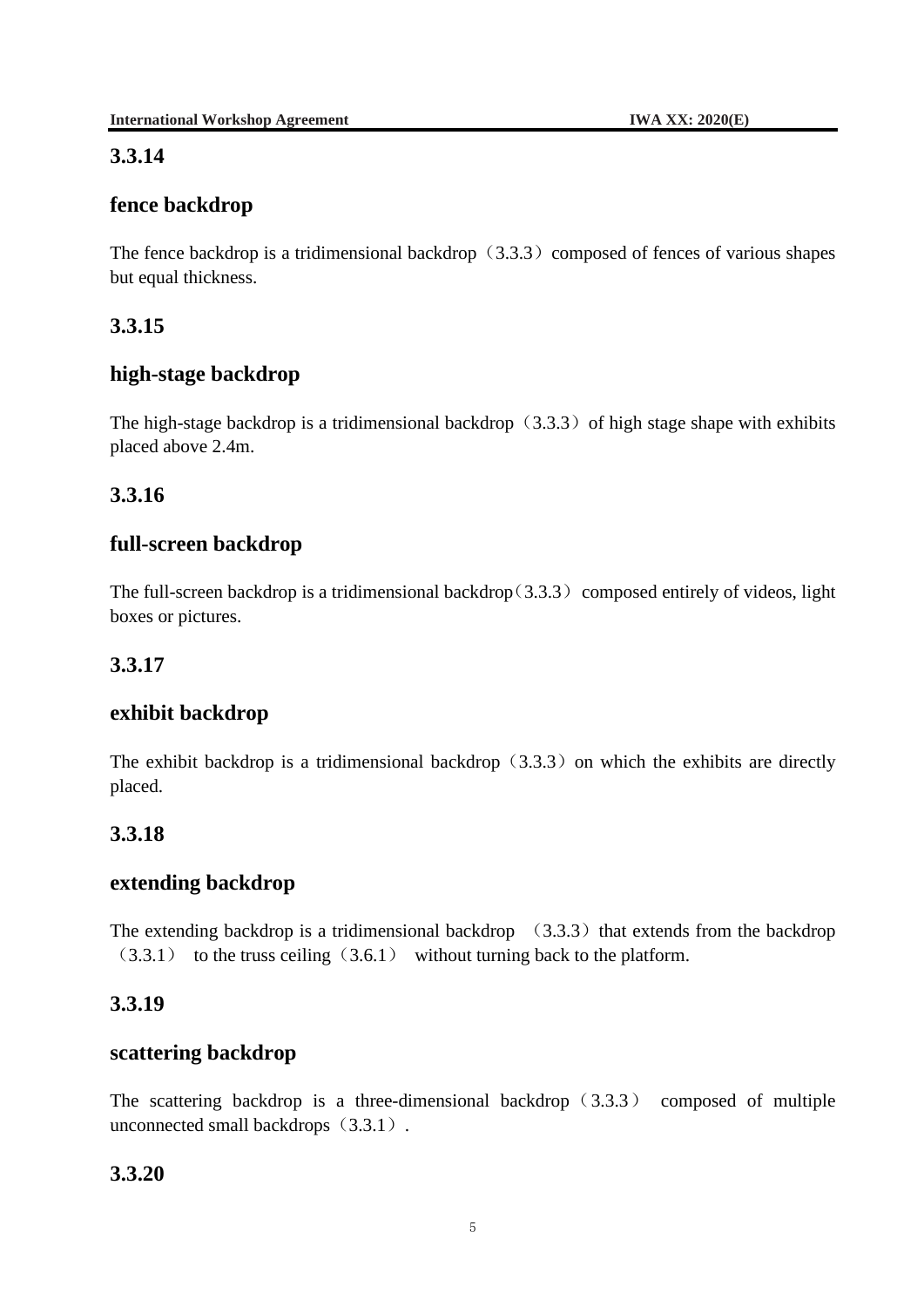### 3.3.14

### fence backdrop

The fence backdrop is a tridimensional backdrop（3.3.3）composed of fences of various shapes but equal thickness.

### 3.3.15

### high-stage backdrop

The high-stage backdrop is a tridimensional backdrop（3.3.3）of high stage shape with exhibits placed above 2.4m.

### 3.3.16

### full-screen backdrop

The full-screen backdrop is a tridimensional backdrop（3.3.3）composed entirely of videos, light boxes or pictures.

### 3.3.17

### exhibit backdrop

The exhibit backdrop is a tridimensional backdrop（3.3.3）on which the exhibits are directly placed.

### 3.3.18

### extending backdrop

The extending backdrop is a tridimensional backdrop （3.3.3）that extends from the backdrop（3.3.1） to the truss ceiling（3.6.1） without turning back to the platform.

### 3.3.19

### scattering backdrop

The scattering backdrop is a three-dimensional backdrop（3.3.3） composed of multiple unconnected small backdrops（3.3.1）.

### 3.3.20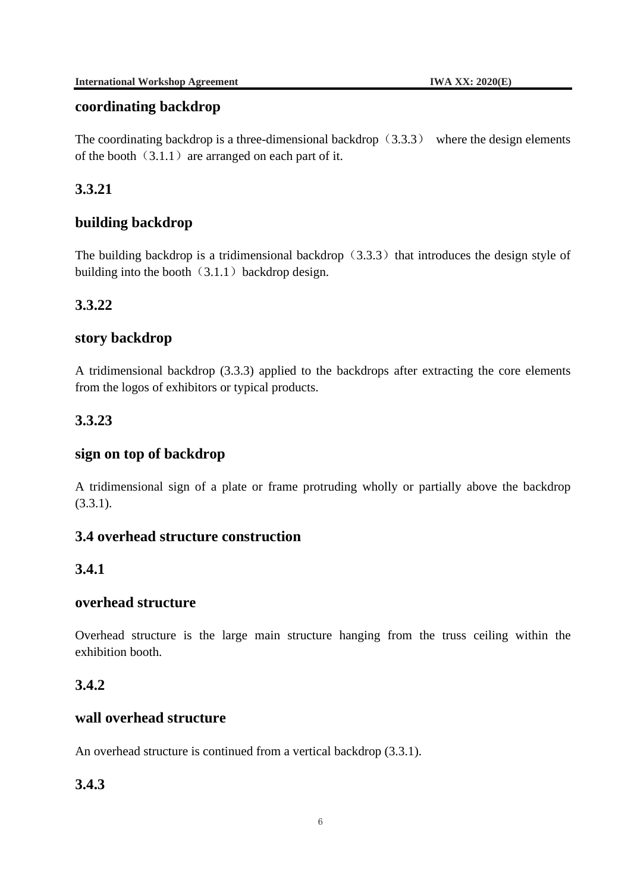### coordinating backdrop

The coordinating backdrop is a three-dimensional backdrop（3.3.3） where the design elements of the booth（3.1.1）are arranged on each part of it.

### 3.3.21

### building backdrop

The building backdrop is a tridimensional backdrop（3.3.3）that introduces the design style of building into the booth（3.1.1）backdrop design.

### 3.3.22

### story backdrop

A tridimensional backdrop (3.3.3) applied to the backdrops after extracting the core elements from the logos of exhibitors or typical products.

### 3.3.23

### sign on top of backdrop

A tridimensional sign of a plate or frame protruding wholly or partially above the backdrop (3.3.1).

## 3.4 overhead structure construction

### 3.4.1

### overhead structure

Overhead structure is the large main structure hanging from the truss ceiling within the exhibition booth.

### 3.4.2

### wall overhead structure

An overhead structure is continued from a vertical backdrop (3.3.1).

### 3.4.3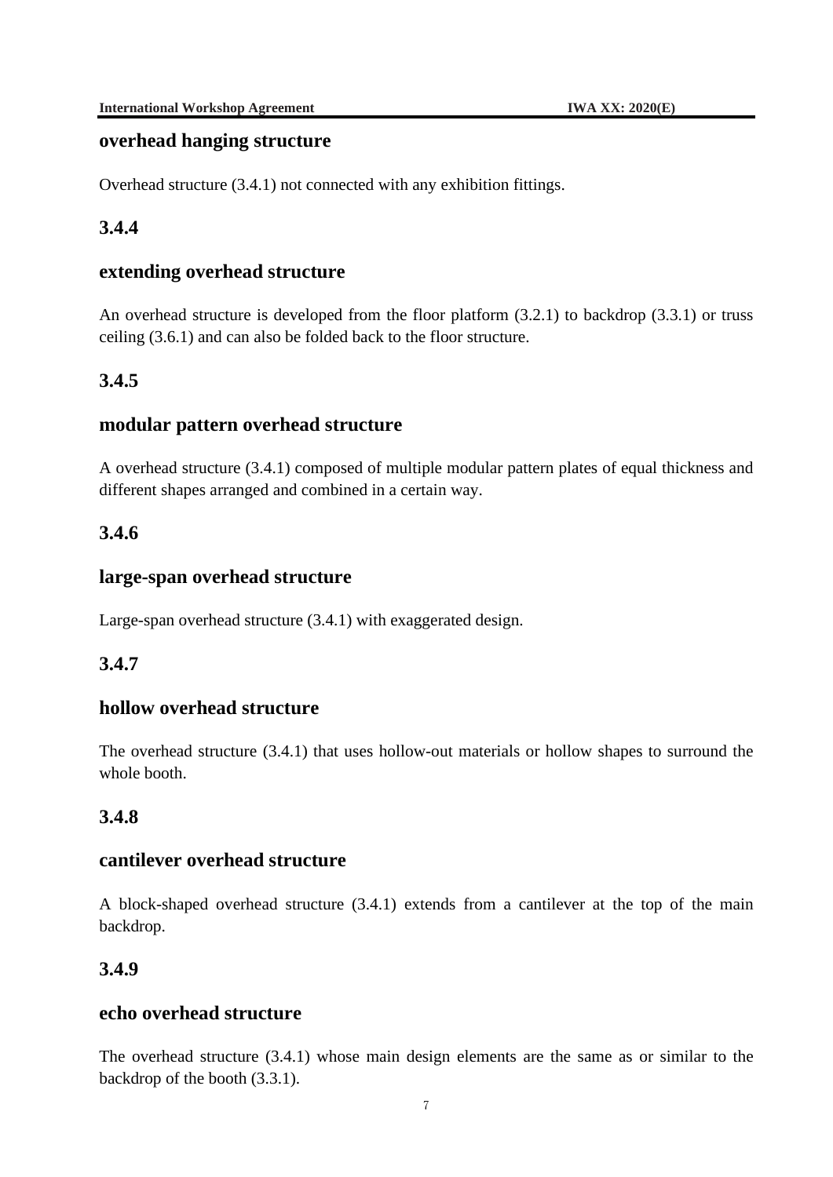### overhead hanging structure

Overhead structure (3.4.1) not connected with any exhibition fittings.

### 3.4.4

### extending overhead structure

An overhead structure is developed from the floor platform (3.2.1) to backdrop (3.3.1) or truss ceiling (3.6.1) and can also be folded back to the floor structure.

### 3.4.5

### modular pattern overhead structure

A overhead structure (3.4.1) composed of multiple modular pattern plates of equal thickness and different shapes arranged and combined in a certain way.

### 3.4.6

### large-span overhead structure

Large-span overhead structure (3.4.1) with exaggerated design.

### 3.4.7

### hollow overhead structure

The overhead structure (3.4.1) that uses hollow-out materials or hollow shapes to surround the whole booth.

### 3.4.8

### cantilever overhead structure

A block-shaped overhead structure (3.4.1) extends from a cantilever at the top of the main backdrop.

### 3.4.9

### echo overhead structure

The overhead structure (3.4.1) whose main design elements are the same as or similar to the backdrop of the booth (3.3.1).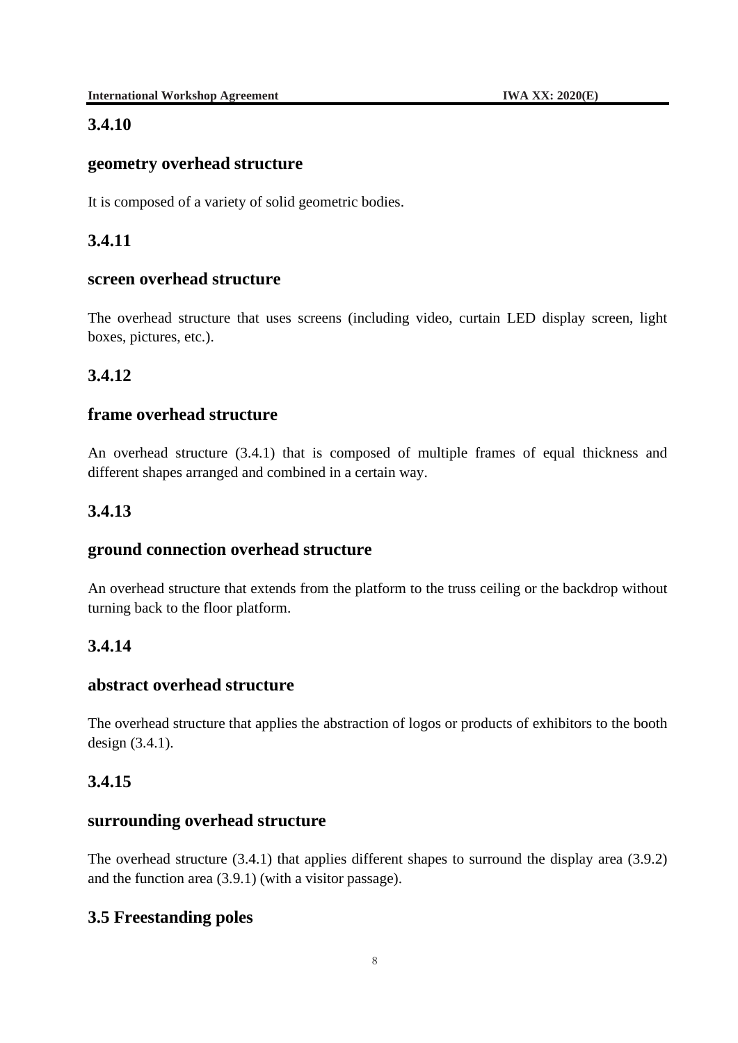### 3.4.10

### geometry overhead structure

It is composed of a variety of solid geometric bodies.

### 3.4.11

### screen overhead structure

The overhead structure that uses screens (including video, curtain LED display screen, light boxes, pictures, etc.).

### 3.4.12

### frame overhead structure

An overhead structure (3.4.1) that is composed of multiple frames of equal thickness and different shapes arranged and combined in a certain way.

### 3.4.13

### ground connection overhead structure

An overhead structure that extends from the platform to the truss ceiling or the backdrop without turning back to the floor platform.

### 3.4.14

### abstract overhead structure

The overhead structure that applies the abstraction of logos or products of exhibitors to the booth design (3.4.1).

### 3.4.15

### surrounding overhead structure

The overhead structure (3.4.1) that applies different shapes to surround the display area (3.9.2) and the function area (3.9.1) (with a visitor passage).

## 3.5 Freestanding poles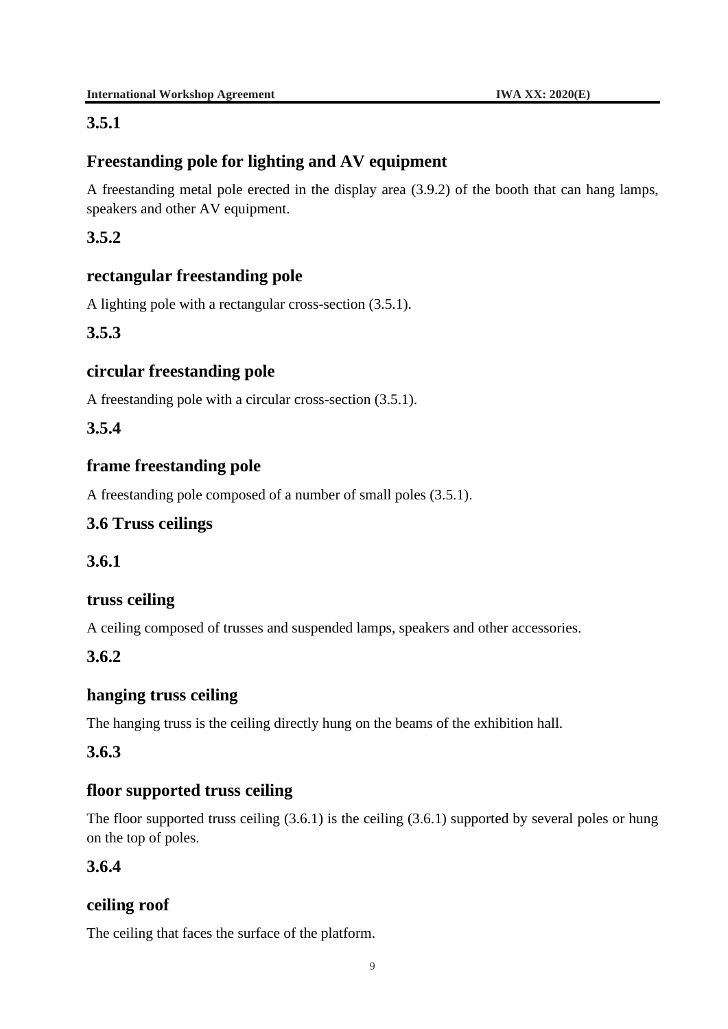### 3.5.1

### Freestanding pole for lighting and AV equipment

A freestanding metal pole erected in the display area (3.9.2) of the booth that can hang lamps, speakers and other AV equipment.

### 3.5.2

### rectangular freestanding pole

A lighting pole with a rectangular cross-section (3.5.1).

### 3.5.3

### circular freestanding pole

A freestanding pole with a circular cross-section (3.5.1).

### 3.5.4

### frame freestanding pole

A freestanding pole composed of a number of small poles (3.5.1).

## 3.6 Truss ceilings

### 3.6.1

### truss ceiling

A ceiling composed of trusses and suspended lamps, speakers and other accessories.

### 3.6.2

### hanging truss ceiling

The hanging truss is the ceiling directly hung on the beams of the exhibition hall.

### 3.6.3

### floor supported truss ceiling

The floor supported truss ceiling (3.6.1) is the ceiling (3.6.1) supported by several poles or hung on the top of poles.

### 3.6.4

### ceiling roof

The ceiling that faces the surface of the platform.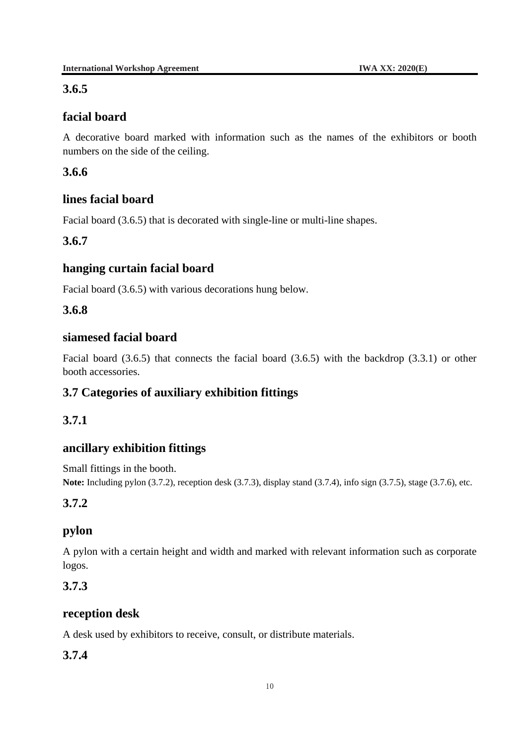**3.6.5**

**facial board**

A decorative board marked with information such as the names of the exhibitors or booth numbers on the side of the ceiling.

**3.6.6**

**lines facial board**

Facial board (3.6.5) that is decorated with single-line or multi-line shapes.

**3.6.7**

**hanging curtain facial board**

Facial board (3.6.5) with various decorations hung below.

**3.6.8**

**siamesed facial board**

Facial board (3.6.5) that connects the facial board (3.6.5) with the backdrop (3.3.1) or other booth accessories.

## 3.7 Categories of auxiliary exhibition fittings

**3.7.1**

**ancillary exhibition fittings**

Small fittings in the booth.

**Note:** Including pylon (3.7.2), reception desk (3.7.3), display stand (3.7.4), info sign (3.7.5), stage (3.7.6), etc.

**3.7.2**

**pylon**

A pylon with a certain height and width and marked with relevant information such as corporate logos.

**3.7.3**

**reception desk**

A desk used by exhibitors to receive, consult, or distribute materials.

**3.7.4**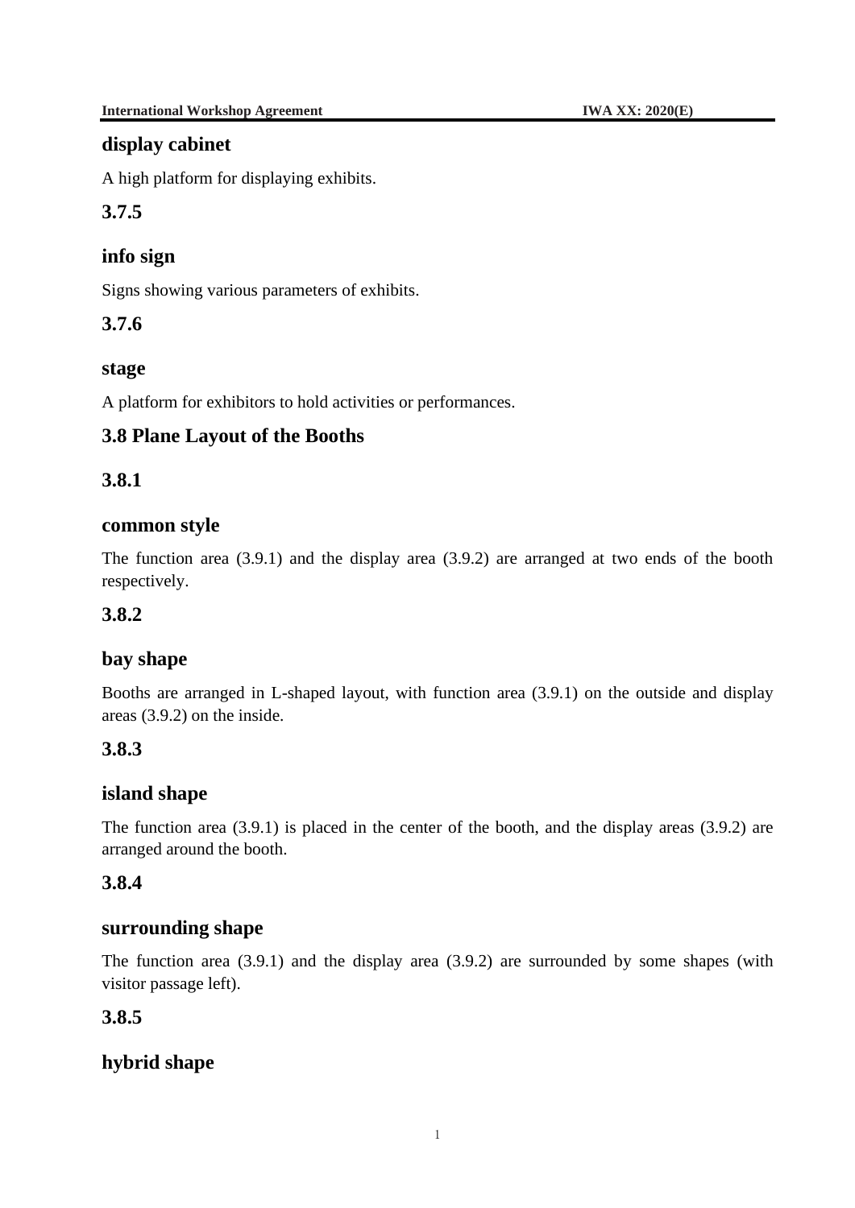### display cabinet

A high platform for displaying exhibits.

### 3.7.5

### info sign

Signs showing various parameters of exhibits.

### 3.7.6

### stage

A platform for exhibitors to hold activities or performances.

## 3.8 Plane Layout of the Booths

### 3.8.1

### common style

The function area (3.9.1) and the display area (3.9.2) are arranged at two ends of the booth respectively.

### 3.8.2

### bay shape

Booths are arranged in L-shaped layout, with function area (3.9.1) on the outside and display areas (3.9.2) on the inside.

### 3.8.3

### island shape

The function area (3.9.1) is placed in the center of the booth, and the display areas (3.9.2) are arranged around the booth.

### 3.8.4

### surrounding shape

The function area (3.9.1) and the display area (3.9.2) are surrounded by some shapes (with visitor passage left).

### 3.8.5

### hybrid shape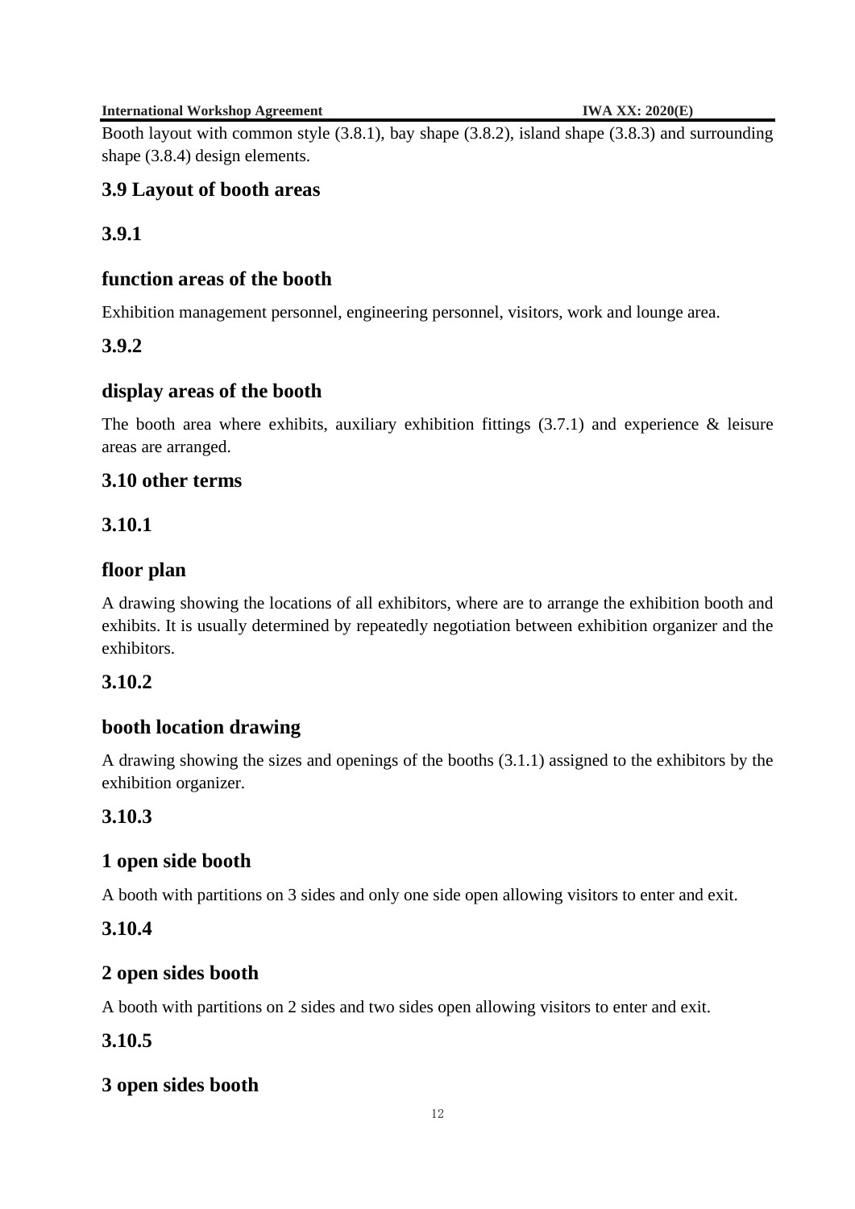Booth layout with common style (3.8.1), bay shape (3.8.2), island shape (3.8.3) and surrounding shape (3.8.4) design elements.

## 3.9 Layout of booth areas

### 3.9.1

### function areas of the booth

Exhibition management personnel, engineering personnel, visitors, work and lounge area.

### 3.9.2

### display areas of the booth

The booth area where exhibits, auxiliary exhibition fittings (3.7.1) and experience & leisure areas are arranged.

## 3.10 other terms

### 3.10.1

### floor plan

A drawing showing the locations of all exhibitors, where are to arrange the exhibition booth and exhibits. It is usually determined by repeatedly negotiation between exhibition organizer and the exhibitors.

### 3.10.2

### booth location drawing

A drawing showing the sizes and openings of the booths (3.1.1) assigned to the exhibitors by the exhibition organizer.

### 3.10.3

### 1 open side booth

A booth with partitions on 3 sides and only one side open allowing visitors to enter and exit.

### 3.10.4

### 2 open sides booth

A booth with partitions on 2 sides and two sides open allowing visitors to enter and exit.

### 3.10.5

### 3 open sides booth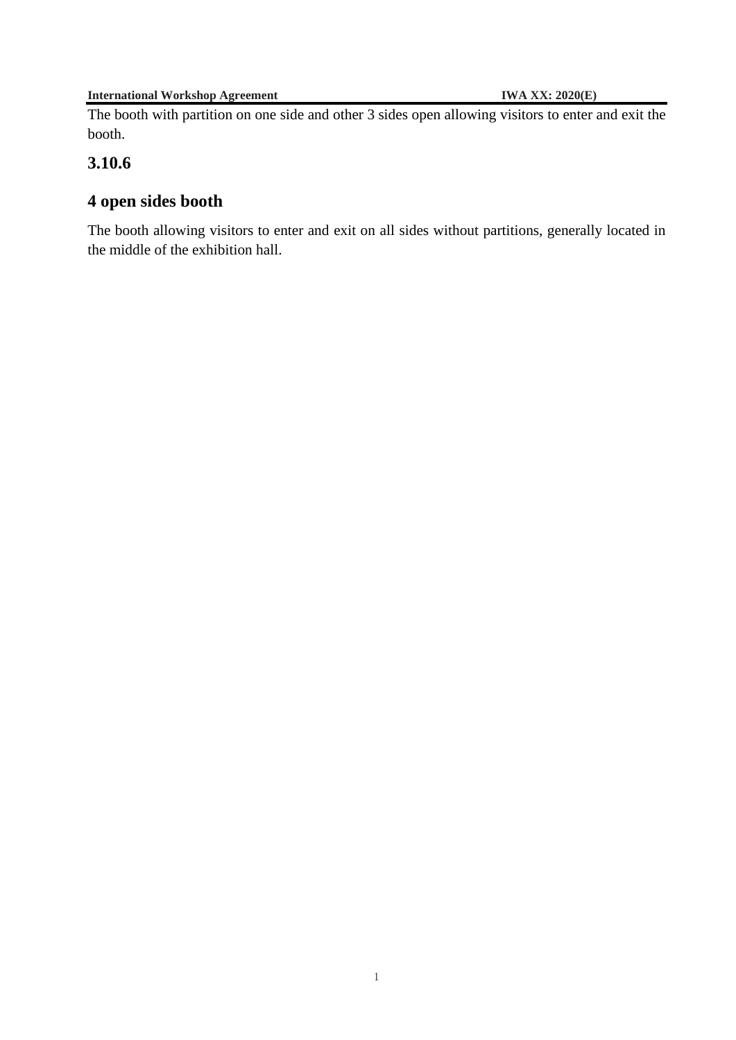The booth with partition on one side and other 3 sides open allowing visitors to enter and exit the booth.

### 3.10.6

### 4 open sides booth

The booth allowing visitors to enter and exit on all sides without partitions, generally located in the middle of the exhibition hall.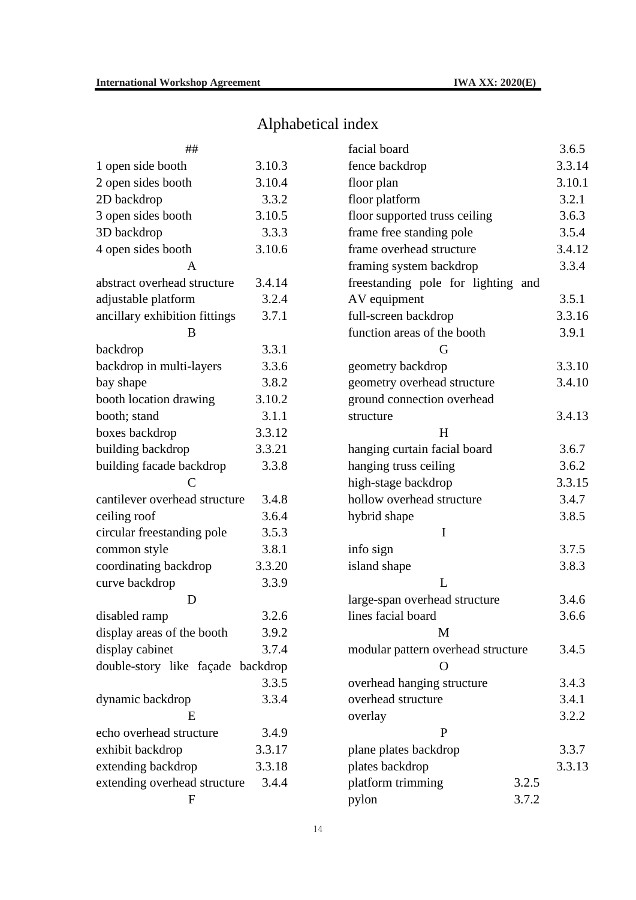# Alphabetical index

| Term | Clause |
|---|---|
| **##** | |
| 1 open side booth | 3.10.3 |
| 2 open sides booth | 3.10.4 |
| 2D backdrop | 3.3.2 |
| 3 open sides booth | 3.10.5 |
| 3D backdrop | 3.3.3 |
| 4 open sides booth | 3.10.6 |
| **A** | |
| abstract overhead structure | 3.4.14 |
| adjustable platform | 3.2.4 |
| ancillary exhibition fittings | 3.7.1 |
| **B** | |
| backdrop | 3.3.1 |
| backdrop in multi-layers | 3.3.6 |
| bay shape | 3.8.2 |
| booth location drawing | 3.10.2 |
| booth; stand | 3.1.1 |
| boxes backdrop | 3.3.12 |
| building backdrop | 3.3.21 |
| building facade backdrop | 3.3.8 |
| **C** | |
| cantilever overhead structure | 3.4.8 |
| ceiling roof | 3.6.4 |
| circular freestanding pole | 3.5.3 |
| common style | 3.8.1 |
| coordinating backdrop | 3.3.20 |
| curve backdrop | 3.3.9 |
| **D** | |
| disabled ramp | 3.2.6 |
| display areas of the booth | 3.9.2 |
| display cabinet | 3.7.4 |
| double-story like façade backdrop | 3.3.5 |
| dynamic backdrop | 3.3.4 |
| **E** | |
| echo overhead structure | 3.4.9 |
| exhibit backdrop | 3.3.17 |
| extending backdrop | 3.3.18 |
| extending overhead structure | 3.4.4 |
| **F** | |
| facial board | 3.6.5 |
| fence backdrop | 3.3.14 |
| floor plan | 3.10.1 |
| floor platform | 3.2.1 |
| floor supported truss ceiling | 3.6.3 |
| frame free standing pole | 3.5.4 |
| frame overhead structure | 3.4.12 |
| framing system backdrop | 3.3.4 |
| freestanding pole for lighting and AV equipment | 3.5.1 |
| full-screen backdrop | 3.3.16 |
| function areas of the booth | 3.9.1 |
| **G** | |
| geometry backdrop | 3.3.10 |
| geometry overhead structure | 3.4.10 |
| ground connection overhead structure | 3.4.13 |
| **H** | |
| hanging curtain facial board | 3.6.7 |
| hanging truss ceiling | 3.6.2 |
| high-stage backdrop | 3.3.15 |
| hollow overhead structure | 3.4.7 |
| hybrid shape | 3.8.5 |
| **I** | |
| info sign | 3.7.5 |
| island shape | 3.8.3 |
| **L** | |
| large-span overhead structure | 3.4.6 |
| lines facial board | 3.6.6 |
| **M** | |
| modular pattern overhead structure | 3.4.5 |
| **O** | |
| overhead hanging structure | 3.4.3 |
| overhead structure | 3.4.1 |
| overlay | 3.2.2 |
| **P** | |
| plane plates backdrop | 3.3.7 |
| plates backdrop | 3.3.13 |
| platform trimming | 3.2.5 |
| pylon | 3.7.2 |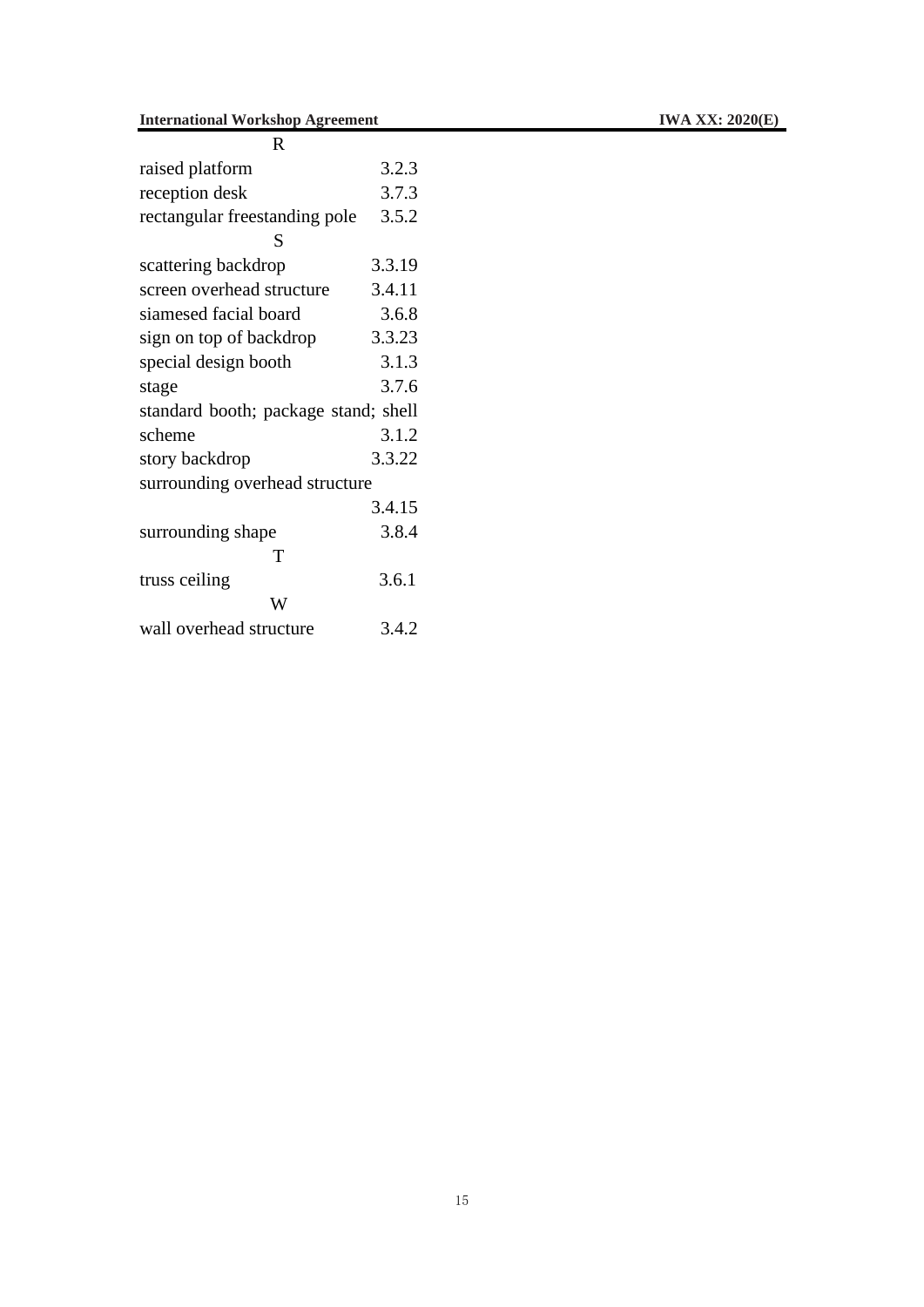R

raised platform 3.2.3

reception desk 3.7.3

rectangular freestanding pole 3.5.2

S

scattering backdrop 3.3.19

screen overhead structure 3.4.11

siamesed facial board 3.6.8

sign on top of backdrop 3.3.23

special design booth 3.1.3

stage 3.7.6

standard booth; package stand; shell scheme 3.1.2

story backdrop 3.3.22

surrounding overhead structure 3.4.15

surrounding shape 3.8.4

T

truss ceiling 3.6.1

W

wall overhead structure 3.4.2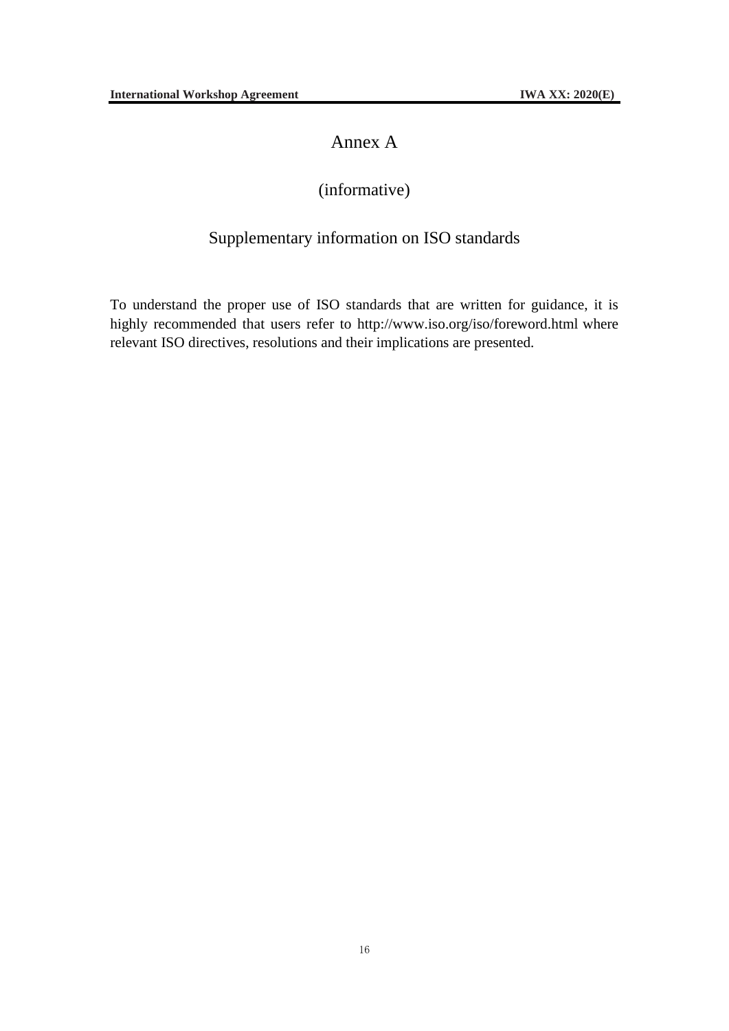# Annex A

(informative)

## Supplementary information on ISO standards

To understand the proper use of ISO standards that are written for guidance, it is highly recommended that users refer to http://www.iso.org/iso/foreword.html where relevant ISO directives, resolutions and their implications are presented.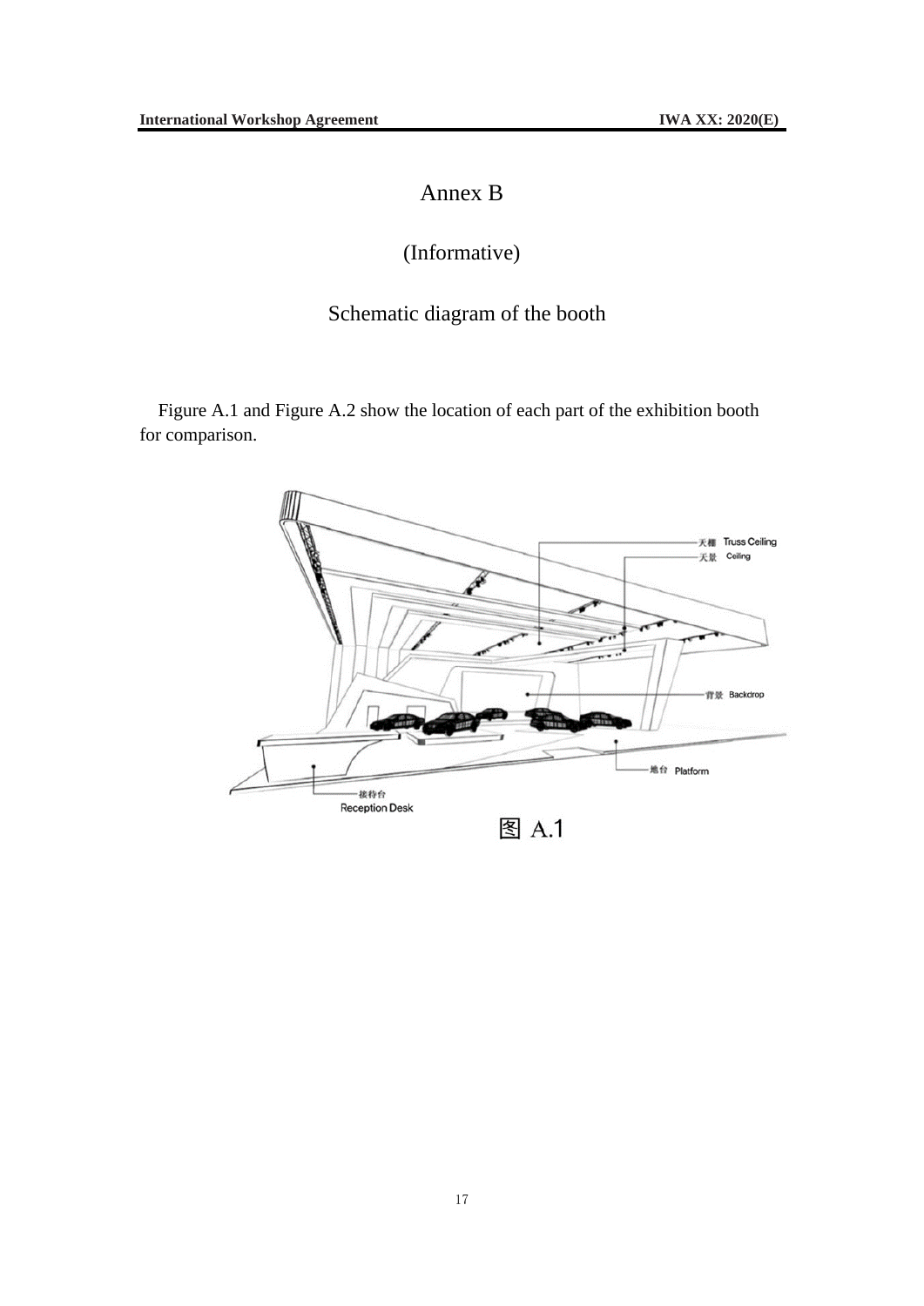# Annex B

(Informative)

## Schematic diagram of the booth

Figure A.1 and Figure A.2 show the location of each part of the exhibition booth for comparison.

天棚 Truss Ceiling

天景 Ceiling

背景 Backdrop

地台 Platform

接待台 Reception Desk

图 A.1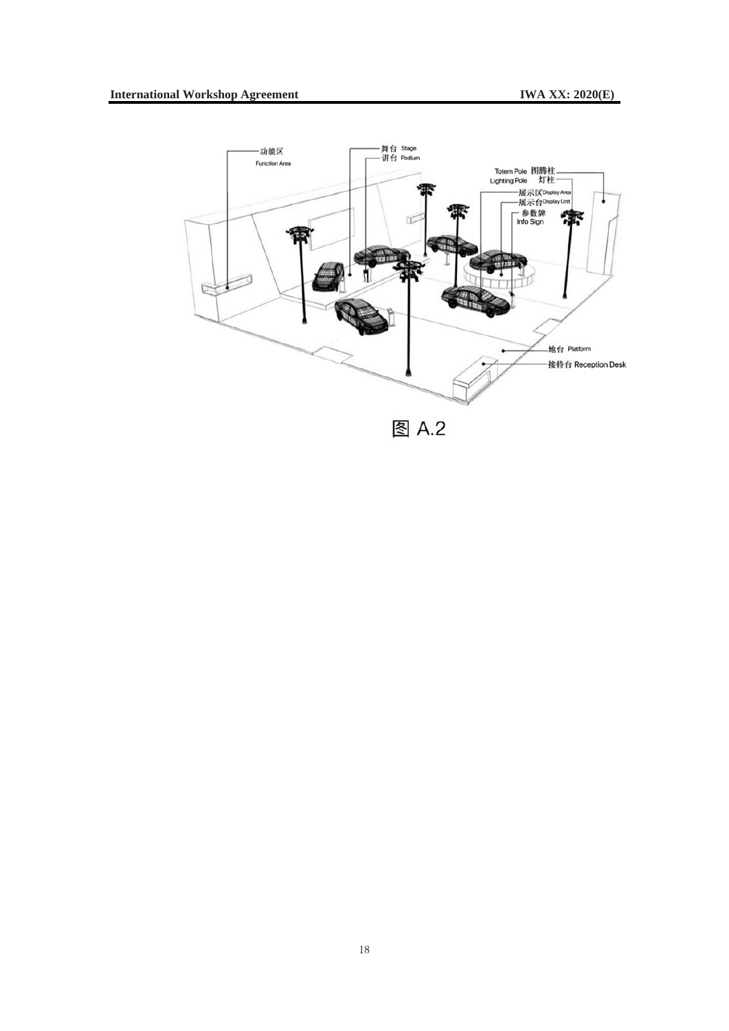图 A.2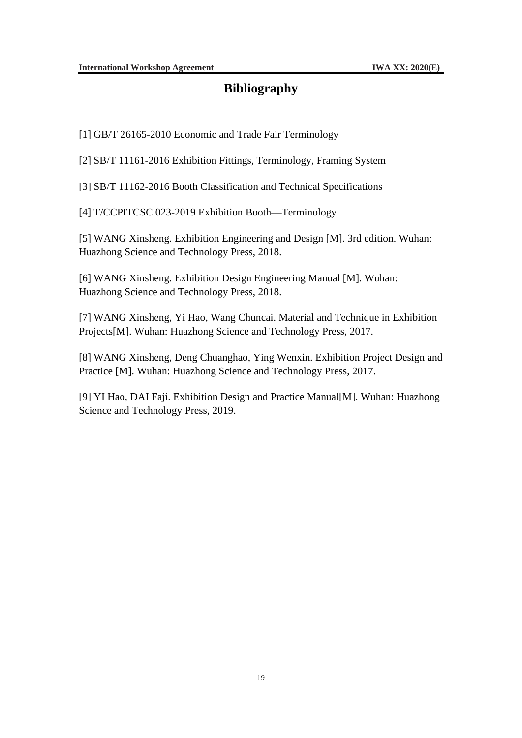# Bibliography

[1] GB/T 26165-2010 Economic and Trade Fair Terminology

[2] SB/T 11161-2016 Exhibition Fittings, Terminology, Framing System

[3] SB/T 11162-2016 Booth Classification and Technical Specifications

[4] T/CCPITCSC 023-2019 Exhibition Booth—Terminology

[5] WANG Xinsheng. Exhibition Engineering and Design [M]. 3rd edition. Wuhan: Huazhong Science and Technology Press, 2018.

[6] WANG Xinsheng. Exhibition Design Engineering Manual [M]. Wuhan: Huazhong Science and Technology Press, 2018.

[7] WANG Xinsheng, Yi Hao, Wang Chuncai. Material and Technique in Exhibition Projects[M]. Wuhan: Huazhong Science and Technology Press, 2017.

[8] WANG Xinsheng, Deng Chuanghao, Ying Wenxin. Exhibition Project Design and Practice [M]. Wuhan: Huazhong Science and Technology Press, 2017.

[9] YI Hao, DAI Faji. Exhibition Design and Practice Manual[M]. Wuhan: Huazhong Science and Technology Press, 2019.